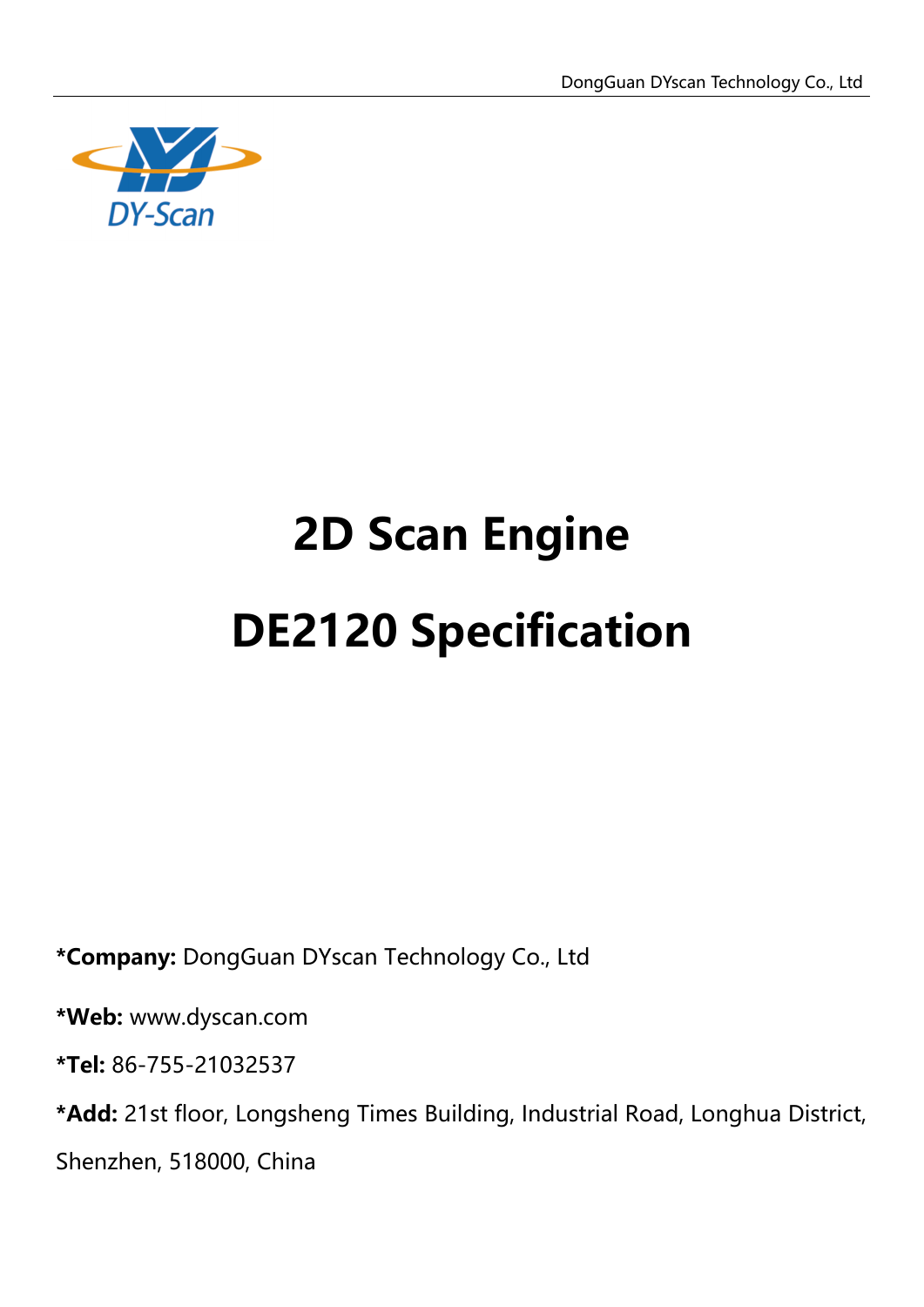DY-Scan

# 2D Scan Engine

# DE2120 Specification

***Company:** DongGuan DYscan Technology Co., Ltd

***Web:** www.dyscan.com

***Tel:** 86-755-21032537

***Add:** 21st floor, Longsheng Times Building, Industrial Road, Longhua District, Shenzhen, 518000, China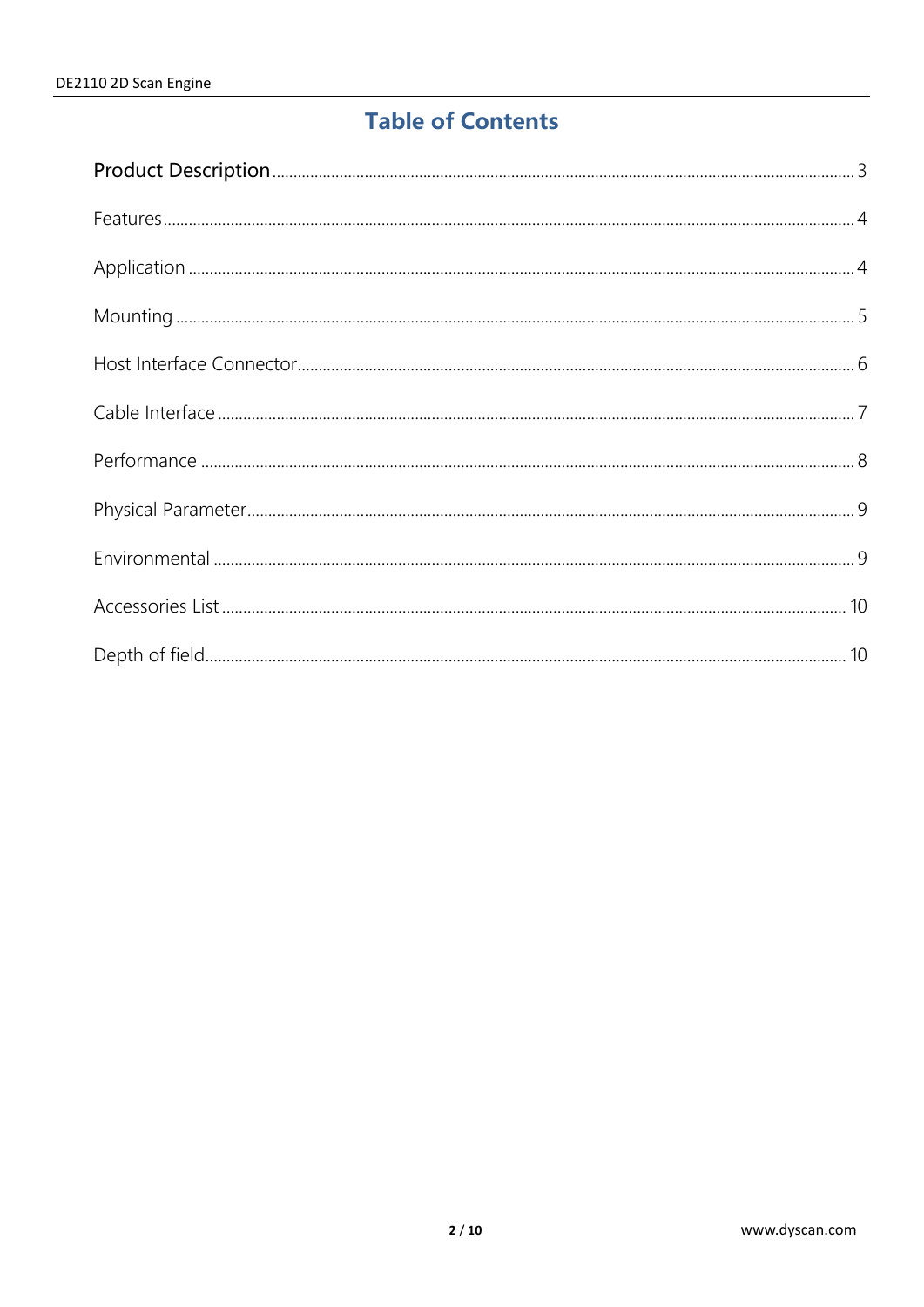# Table of Contents

Product Description ........ 3

Features ........ 4

Application ........ 4

Mounting ........ 5

Host Interface Connector ........ 6

Cable Interface ........ 7

Performance ........ 8

Physical Parameter ........ 9

Environmental ........ 9

Accessories List ........ 10

Depth of field ........ 10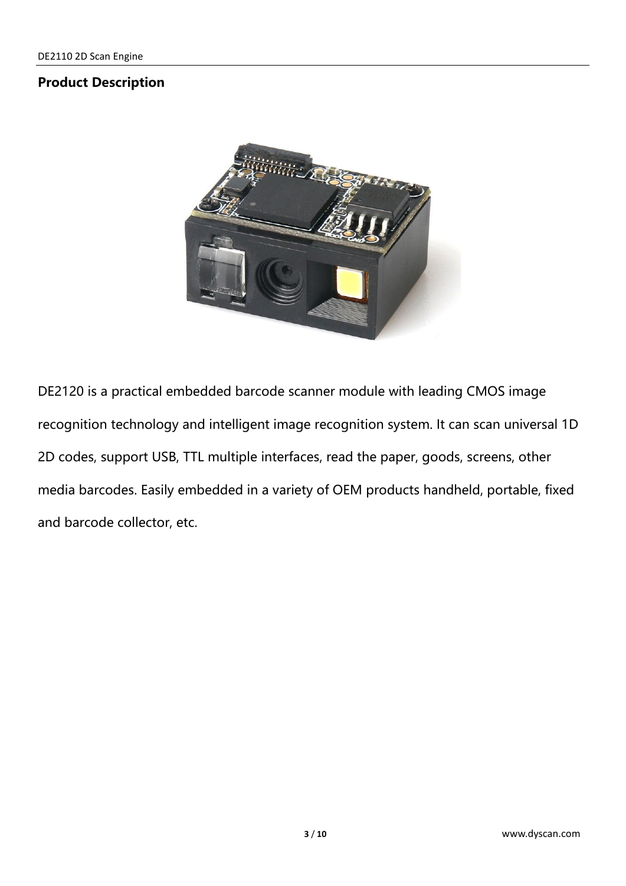## Product Description

DE2120 is a practical embedded barcode scanner module with leading CMOS image recognition technology and intelligent image recognition system. It can scan universal 1D 2D codes, support USB, TTL multiple interfaces, read the paper, goods, screens, other media barcodes. Easily embedded in a variety of OEM products handheld, portable, fixed and barcode collector, etc.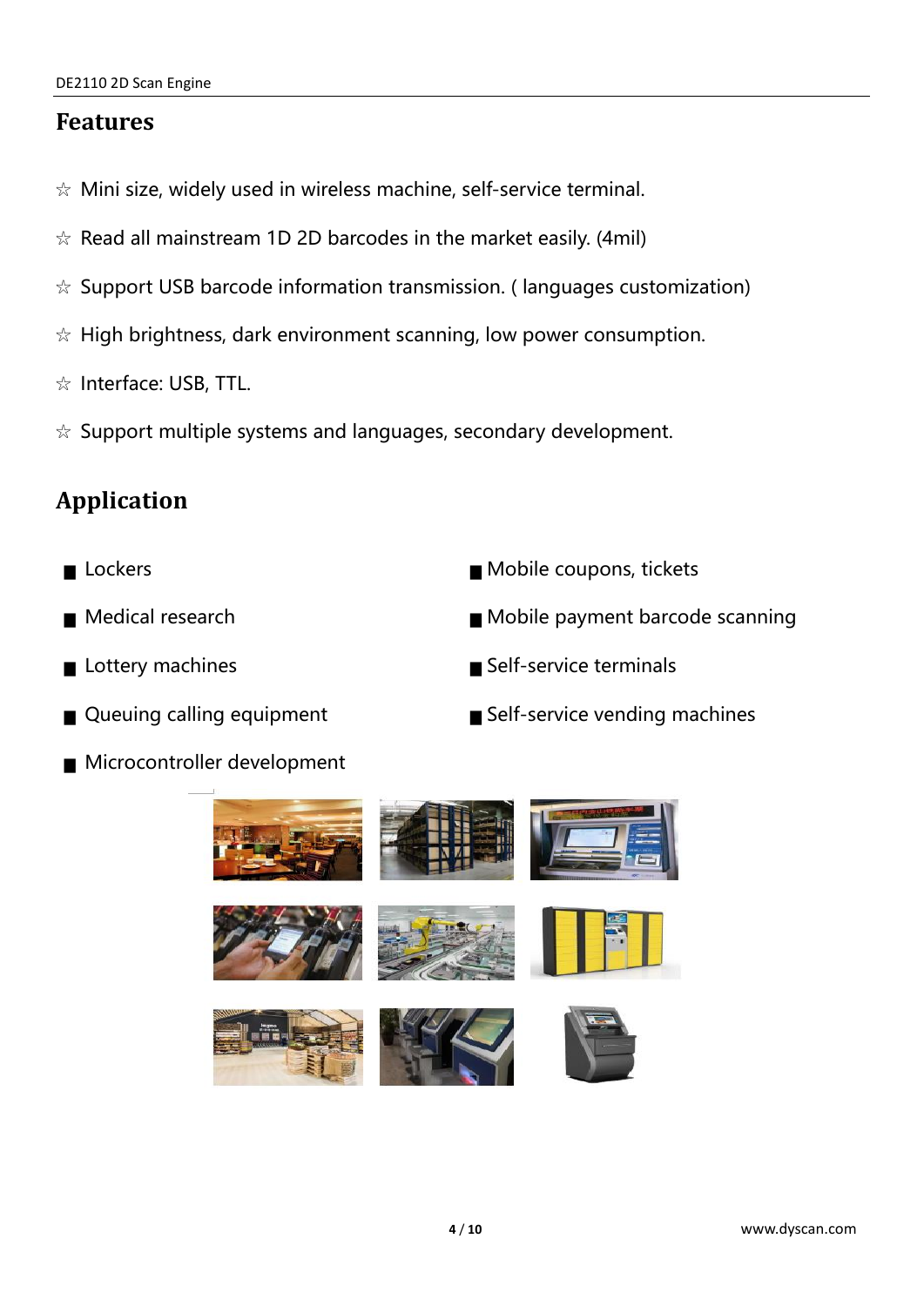## Features

- ☆ Mini size, widely used in wireless machine, self-service terminal.
- ☆ Read all mainstream 1D 2D barcodes in the market easily. (4mil)
- ☆ Support USB barcode information transmission. ( languages customization)
- ☆ High brightness, dark environment scanning, low power consumption.
- ☆ Interface: USB, TTL.
- ☆ Support multiple systems and languages, secondary development.

## Application

- Lockers
- Medical research
- Lottery machines
- Queuing calling equipment
- Microcontroller development
- Mobile coupons, tickets
- Mobile payment barcode scanning
- Self-service terminals
- Self-service vending machines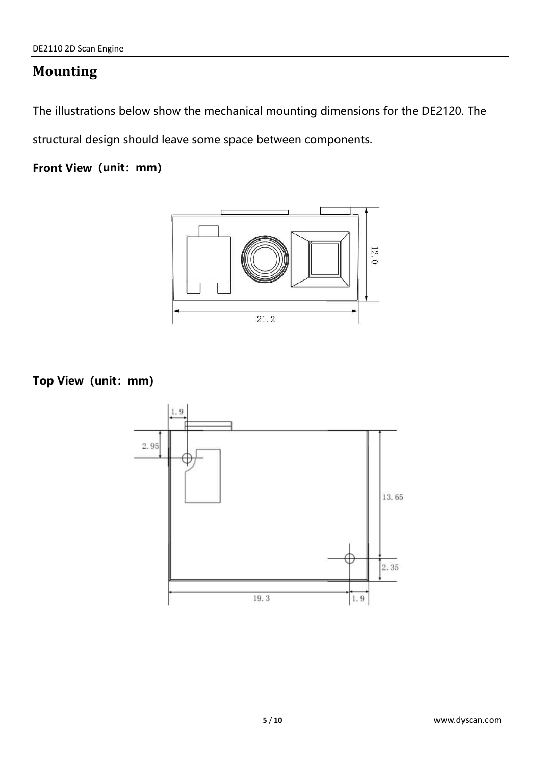# Mounting

The illustrations below show the mechanical mounting dimensions for the DE2120. The structural design should leave some space between components.

**Front View（unit：mm）**

**Top View（unit：mm）**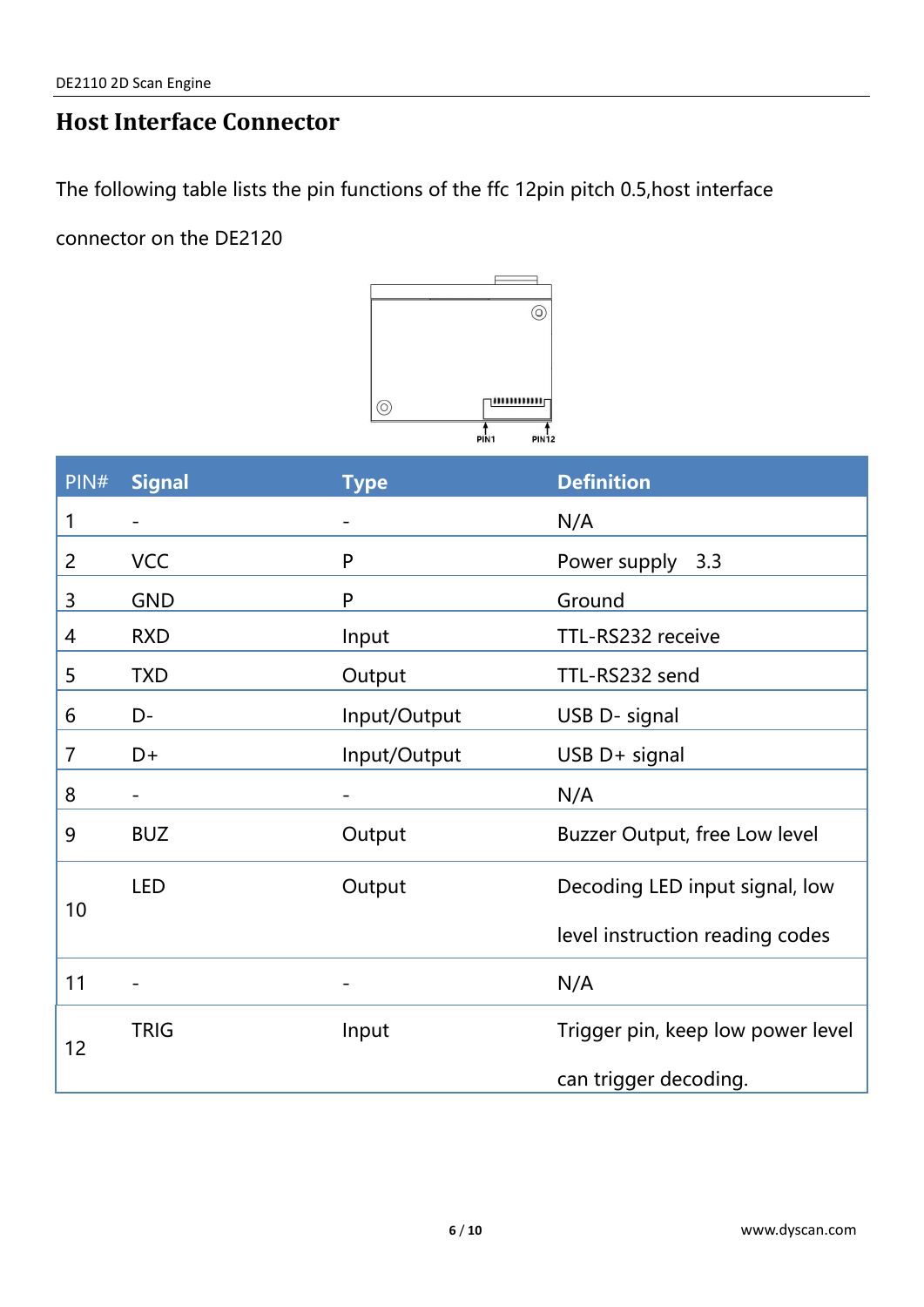# Host Interface Connector

The following table lists the pin functions of the ffc 12pin pitch 0.5,host interface connector on the DE2120

PIN1 PIN12

| PIN# | Signal | Type | Definition |
|---|---|---|---|
| 1 | - | - | N/A |
| 2 | VCC | P | Power supply 3.3 |
| 3 | GND | P | Ground |
| 4 | RXD | Input | TTL-RS232 receive |
| 5 | TXD | Output | TTL-RS232 send |
| 6 | D- | Input/Output | USB D- signal |
| 7 | D+ | Input/Output | USB D+ signal |
| 8 | - | - | N/A |
| 9 | BUZ | Output | Buzzer Output, free Low level |
| 10 | LED | Output | Decoding LED input signal, low level instruction reading codes |
| 11 | - | - | N/A |
| 12 | TRIG | Input | Trigger pin, keep low power level can trigger decoding. |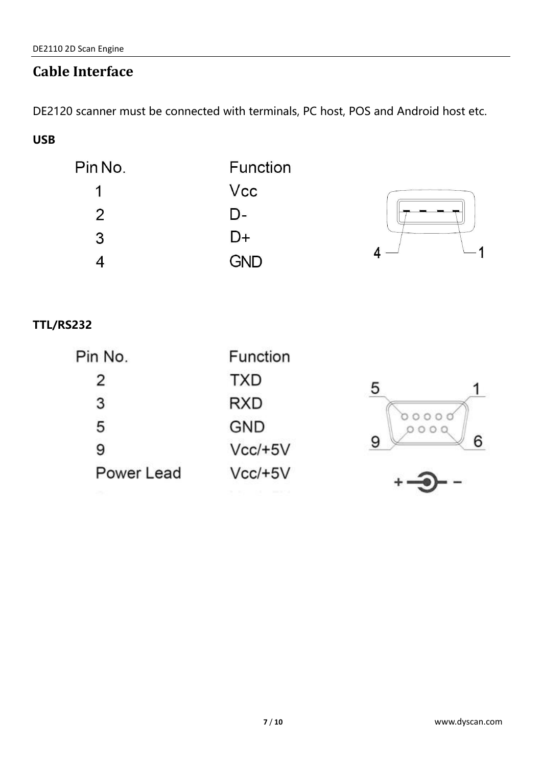## Cable Interface

DE2120 scanner must be connected with terminals, PC host, POS and Android host etc.

**USB**

| Pin No. | Function |
|---|---|
| 1 | Vcc |
| 2 | D- |
| 3 | D+ |
| 4 | GND |

**TTL/RS232**

| Pin No. | Function |
|---|---|
| 2 | TXD |
| 3 | RXD |
| 5 | GND |
| 9 | Vcc/+5V |
| Power Lead | Vcc/+5V |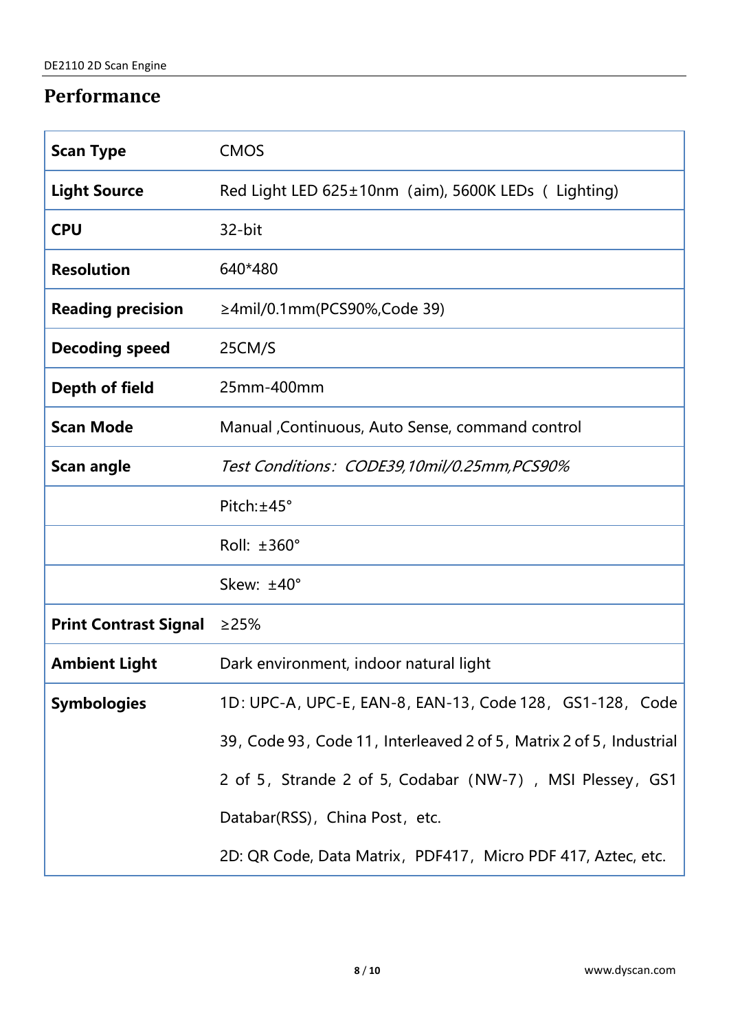## Performance

| | |
|---|---|
| **Scan Type** | CMOS |
| **Light Source** | Red Light LED 625±10nm（aim), 5600K LEDs（ Lighting) |
| **CPU** | 32-bit |
| **Resolution** | 640*480 |
| **Reading precision** | ≥4mil/0.1mm(PCS90%,Code 39) |
| **Decoding speed** | 25CM/S |
| **Depth of field** | 25mm-400mm |
| **Scan Mode** | Manual ,Continuous, Auto Sense, command control |
| **Scan angle** | *Test Conditions：CODE39,10mil/0.25mm,PCS90%* |
| | Pitch:±45° |
| | Roll: ±360° |
| | Skew: ±40° |
| **Print Contrast Signal** | ≥25% |
| **Ambient Light** | Dark environment, indoor natural light |
| **Symbologies** | 1D: UPC-A, UPC-E, EAN-8, EAN-13, Code 128，GS1-128，Code 39, Code 93, Code 11, Interleaved 2 of 5, Matrix 2 of 5, Industrial 2 of 5，Strande 2 of 5, Codabar（NW-7），MSI Plessey，GS1 Databar(RSS)，China Post，etc.<br>2D: QR Code, Data Matrix，PDF417，Micro PDF 417, Aztec, etc. |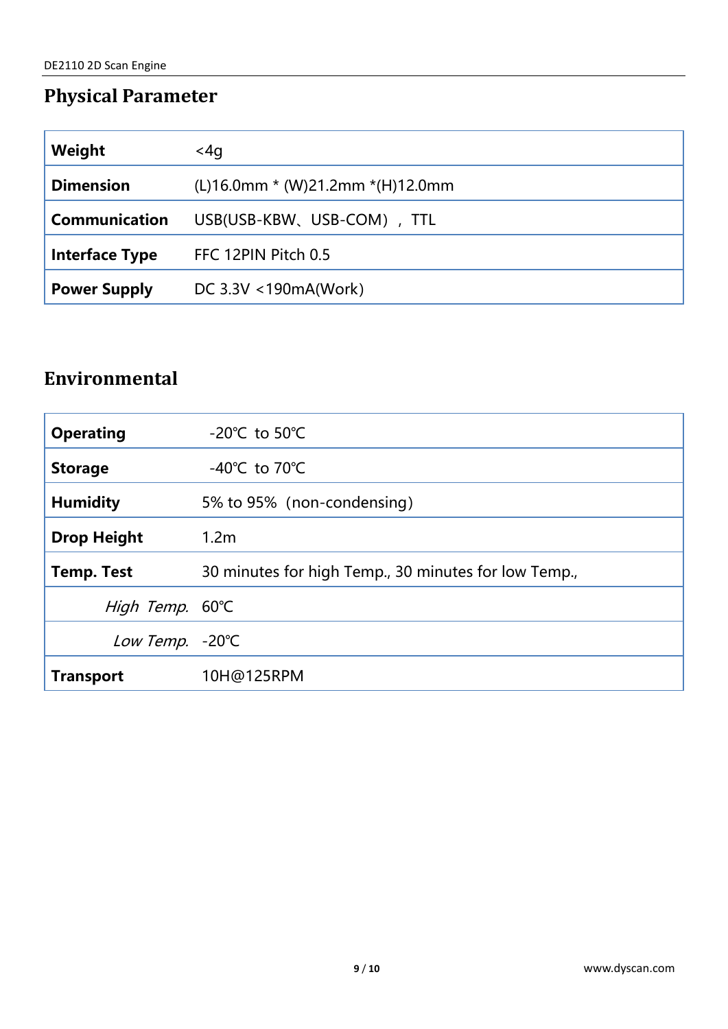## Physical Parameter

| | |
|---|---|
| **Weight** | <4g |
| **Dimension** | (L)16.0mm * (W)21.2mm *(H)12.0mm |
| **Communication** | USB(USB-KBW、USB-COM），TTL |
| **Interface Type** | FFC 12PIN Pitch 0.5 |
| **Power Supply** | DC 3.3V <190mA(Work) |

## Environmental

| | |
|---|---|
| **Operating** | -20℃ to 50℃ |
| **Storage** | -40℃ to 70℃ |
| **Humidity** | 5% to 95%（non-condensing） |
| **Drop Height** | 1.2m |
| **Temp. Test** | 30 minutes for high Temp., 30 minutes for low Temp., |
| *High Temp.* | 60℃ |
| *Low Temp.* | -20℃ |
| **Transport** | 10H@125RPM |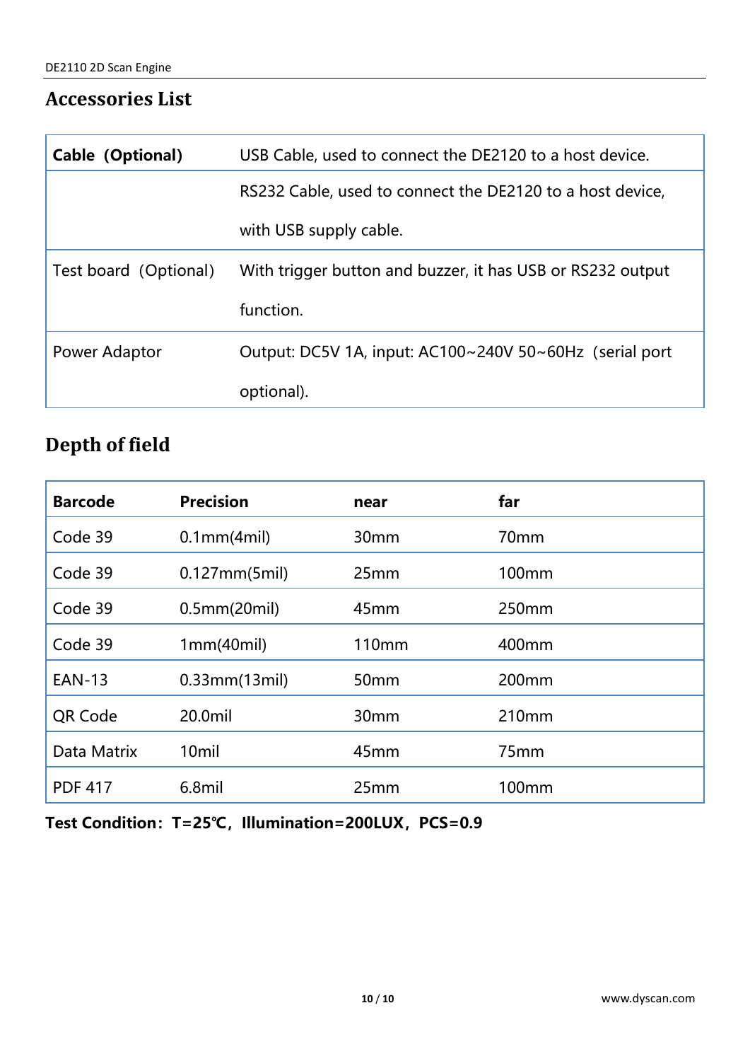## Accessories List

| | |
|---|---|
| **Cable（Optional)** | USB Cable, used to connect the DE2120 to a host device. |
| | RS232 Cable, used to connect the DE2120 to a host device, with USB supply cable. |
| Test board（Optional) | With trigger button and buzzer, it has USB or RS232 output function. |
| Power Adaptor | Output: DC5V 1A, input: AC100~240V 50~60Hz（serial port optional). |

## Depth of field

| **Barcode** | **Precision** | **near** | **far** |
|---|---|---|---|
| Code 39 | 0.1mm(4mil) | 30mm | 70mm |
| Code 39 | 0.127mm(5mil) | 25mm | 100mm |
| Code 39 | 0.5mm(20mil) | 45mm | 250mm |
| Code 39 | 1mm(40mil) | 110mm | 400mm |
| EAN-13 | 0.33mm(13mil) | 50mm | 200mm |
| QR Code | 20.0mil | 30mm | 210mm |
| Data Matrix | 10mil | 45mm | 75mm |
| PDF 417 | 6.8mil | 25mm | 100mm |

**Test Condition：T=25℃，Illumination=200LUX，PCS=0.9**